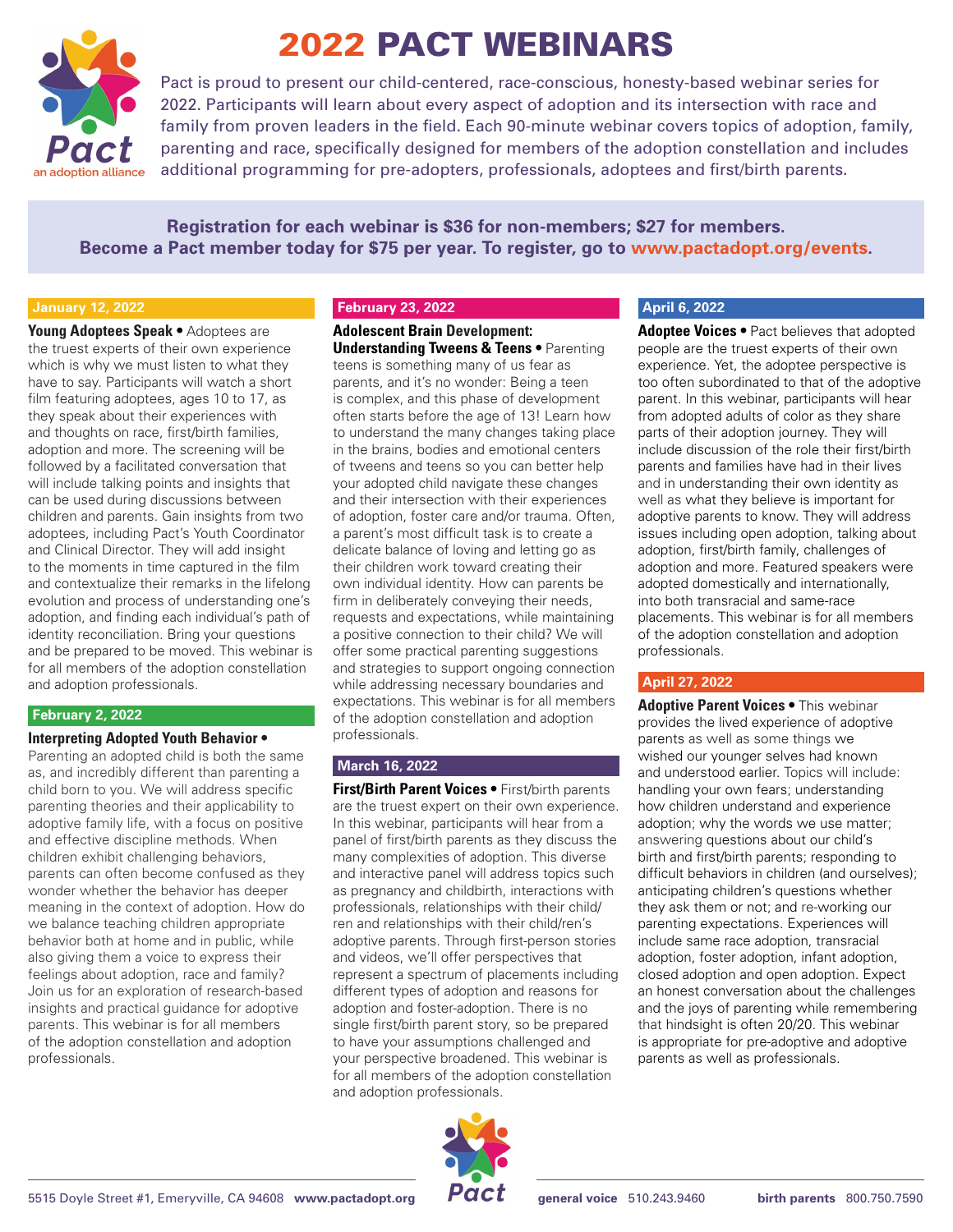# 2022 PACT WEBINARS

Pact — an adoption alliance

Pact is proud to present our child-centered, race-conscious, honesty-based webinar series for 2022. Participants will learn about every aspect of adoption and its intersection with race and family from proven leaders in the field. Each 90-minute webinar covers topics of adoption, family, parenting and race, specifically designed for members of the adoption constellation and includes additional programming for pre-adopters, professionals, adoptees and first/birth parents.

**Registration for each webinar is $36 for non-members; $27 for members.**
**Become a Pact member today for $75 per year. To register, go to www.pactadopt.org/events.**

### January 12, 2022

**Young Adoptees Speak •** Adoptees are the truest experts of their own experience which is why we must listen to what they have to say. Participants will watch a short film featuring adoptees, ages 10 to 17, as they speak about their experiences with and thoughts on race, first/birth families, adoption and more. The screening will be followed by a facilitated conversation that will include talking points and insights that can be used during discussions between children and parents. Gain insights from two adoptees, including Pact's Youth Coordinator and Clinical Director. They will add insight to the moments in time captured in the film and contextualize their remarks in the lifelong evolution and process of understanding one's adoption, and finding each individual's path of identity reconciliation. Bring your questions and be prepared to be moved. This webinar is for all members of the adoption constellation and adoption professionals.

### February 2, 2022

**Interpreting Adopted Youth Behavior •** Parenting an adopted child is both the same as, and incredibly different than parenting a child born to you. We will address specific parenting theories and their applicability to adoptive family life, with a focus on positive and effective discipline methods. When children exhibit challenging behaviors, parents can often become confused as they wonder whether the behavior has deeper meaning in the context of adoption. How do we balance teaching children appropriate behavior both at home and in public, while also giving them a voice to express their feelings about adoption, race and family? Join us for an exploration of research-based insights and practical guidance for adoptive parents. This webinar is for all members of the adoption constellation and adoption professionals.

### February 23, 2022

**Adolescent Brain Development: Understanding Tweens & Teens •** Parenting teens is something many of us fear as parents, and it's no wonder: Being a teen is complex, and this phase of development often starts before the age of 13! Learn how to understand the many changes taking place in the brains, bodies and emotional centers of tweens and teens so you can better help your adopted child navigate these changes and their intersection with their experiences of adoption, foster care and/or trauma. Often, a parent's most difficult task is to create a delicate balance of loving and letting go as their children work toward creating their own individual identity. How can parents be firm in deliberately conveying their needs, requests and expectations, while maintaining a positive connection to their child? We will offer some practical parenting suggestions and strategies to support ongoing connection while addressing necessary boundaries and expectations. This webinar is for all members of the adoption constellation and adoption professionals.

### March 16, 2022

**First/Birth Parent Voices •** First/birth parents are the truest expert on their own experience. In this webinar, participants will hear from a panel of first/birth parents as they discuss the many complexities of adoption. This diverse and interactive panel will address topics such as pregnancy and childbirth, interactions with professionals, relationships with their child/ren and relationships with their child/ren's adoptive parents. Through first-person stories and videos, we'll offer perspectives that represent a spectrum of placements including different types of adoption and reasons for adoption and foster-adoption. There is no single first/birth parent story, so be prepared to have your assumptions challenged and your perspective broadened. This webinar is for all members of the adoption constellation and adoption professionals.

### April 6, 2022

**Adoptee Voices •** Pact believes that adopted people are the truest experts of their own experience. Yet, the adoptee perspective is too often subordinated to that of the adoptive parent. In this webinar, participants will hear from adopted adults of color as they share parts of their adoption journey. They will include discussion of the role their first/birth parents and families have had in their lives and in understanding their own identity as well as what they believe is important for adoptive parents to know. They will address issues including open adoption, talking about adoption, first/birth family, challenges of adoption and more. Featured speakers were adopted domestically and internationally, into both transracial and same-race placements. This webinar is for all members of the adoption constellation and adoption professionals.

### April 27, 2022

**Adoptive Parent Voices •** This webinar provides the lived experience of adoptive parents as well as some things we wished our younger selves had known and understood earlier. Topics will include: handling your own fears; understanding how children understand and experience adoption; why the words we use matter; answering questions about our child's birth and first/birth parents; responding to difficult behaviors in children (and ourselves); anticipating children's questions whether they ask them or not; and re-working our parenting expectations. Experiences will include same race adoption, transracial adoption, foster adoption, infant adoption, closed adoption and open adoption. Expect an honest conversation about the challenges and the joys of parenting while remembering that hindsight is often 20/20. This webinar is appropriate for pre-adoptive and adoptive parents as well as professionals.

5515 Doyle Street #1, Emeryville, CA 94608 **www.pactadopt.org** Pact **general voice** 510.243.9460 **birth parents** 800.750.7590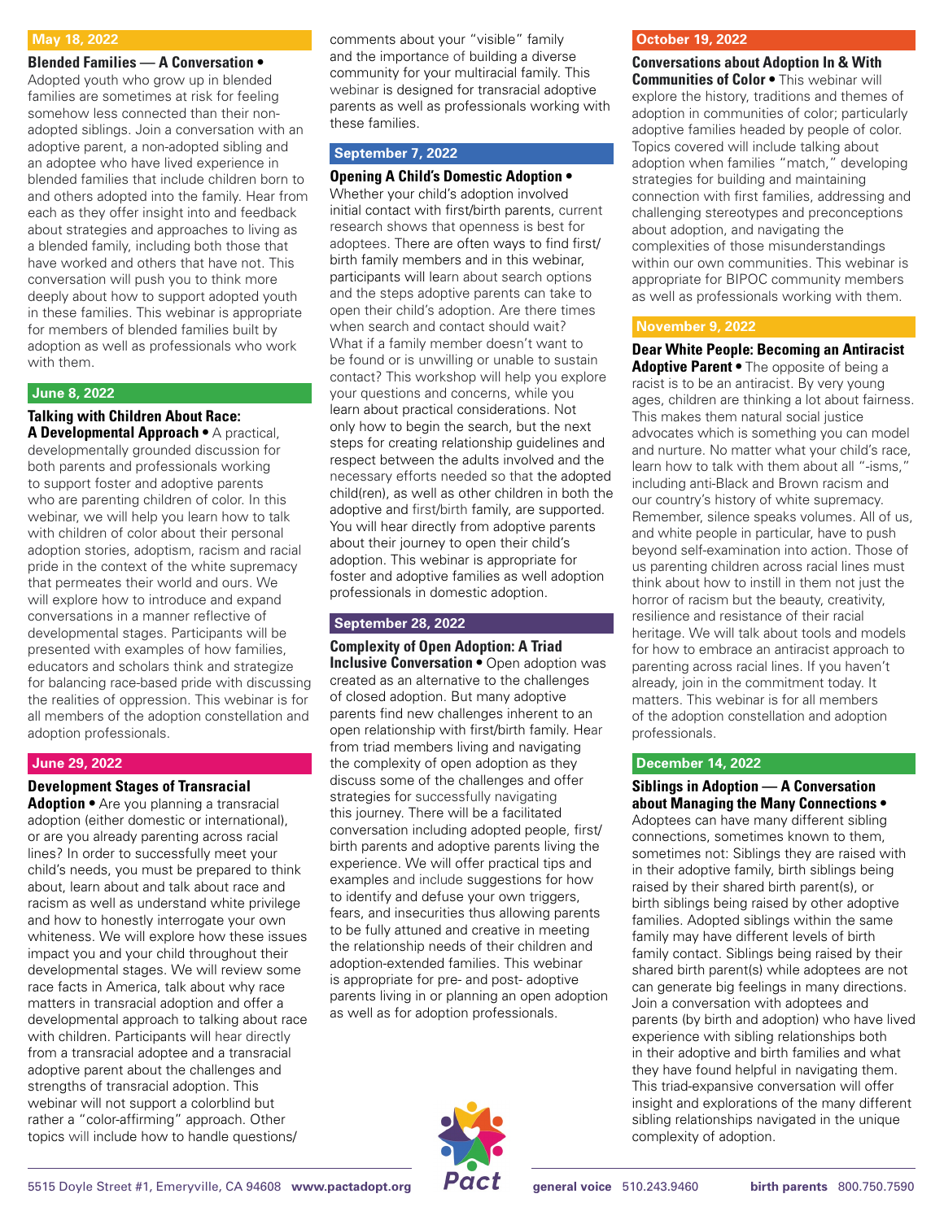## May 18, 2022

**Blended Families — A Conversation •** Adopted youth who grow up in blended families are sometimes at risk for feeling somehow less connected than their non-adopted siblings. Join a conversation with an adoptive parent, a non-adopted sibling and an adoptee who have lived experience in blended families that include children born to and others adopted into the family. Hear from each as they offer insight into and feedback about strategies and approaches to living as a blended family, including both those that have worked and others that have not. This conversation will push you to think more deeply about how to support adopted youth in these families. This webinar is appropriate for members of blended families built by adoption as well as professionals who work with them.

## June 8, 2022

**Talking with Children About Race: A Developmental Approach •** A practical, developmentally grounded discussion for both parents and professionals working to support foster and adoptive parents who are parenting children of color. In this webinar, we will help you learn how to talk with children of color about their personal adoption stories, adoptism, racism and racial pride in the context of the white supremacy that permeates their world and ours. We will explore how to introduce and expand conversations in a manner reflective of developmental stages. Participants will be presented with examples of how families, educators and scholars think and strategize for balancing race-based pride with discussing the realities of oppression. This webinar is for all members of the adoption constellation and adoption professionals.

## June 29, 2022

**Development Stages of Transracial Adoption •** Are you planning a transracial adoption (either domestic or international), or are you already parenting across racial lines? In order to successfully meet your child's needs, you must be prepared to think about, learn about and talk about race and racism as well as understand white privilege and how to honestly interrogate your own whiteness. We will explore how these issues impact you and your child throughout their developmental stages. We will review some race facts in America, talk about why race matters in transracial adoption and offer a developmental approach to talking about race with children. Participants will hear directly from a transracial adoptee and a transracial adoptive parent about the challenges and strengths of transracial adoption. This webinar will not support a colorblind but rather a "color-affirming" approach. Other topics will include how to handle questions/comments about your "visible" family and the importance of building a diverse community for your multiracial family. This webinar is designed for transracial adoptive parents as well as professionals working with these families.

## September 7, 2022

**Opening A Child's Domestic Adoption •** Whether your child's adoption involved initial contact with first/birth parents, current research shows that openness is best for adoptees. There are often ways to find first/birth family members and in this webinar, participants will learn about search options and the steps adoptive parents can take to open their child's adoption. Are there times when search and contact should wait? What if a family member doesn't want to be found or is unwilling or unable to sustain contact? This workshop will help you explore your questions and concerns, while you learn about practical considerations. Not only how to begin the search, but the next steps for creating relationship guidelines and respect between the adults involved and the necessary efforts needed so that the adopted child(ren), as well as other children in both the adoptive and first/birth family, are supported. You will hear directly from adoptive parents about their journey to open their child's adoption. This webinar is appropriate for foster and adoptive families as well adoption professionals in domestic adoption.

## September 28, 2022

**Complexity of Open Adoption: A Triad Inclusive Conversation •** Open adoption was created as an alternative to the challenges of closed adoption. But many adoptive parents find new challenges inherent to an open relationship with first/birth family. Hear from triad members living and navigating the complexity of open adoption as they discuss some of the challenges and offer strategies for successfully navigating this journey. There will be a facilitated conversation including adopted people, first/birth parents and adoptive parents living the experience. We will offer practical tips and examples and include suggestions for how to identify and defuse your own triggers, fears, and insecurities thus allowing parents to be fully attuned and creative in meeting the relationship needs of their children and adoption-extended families. This webinar is appropriate for pre- and post- adoptive parents living in or planning an open adoption as well as for adoption professionals.

## October 19, 2022

**Conversations about Adoption In & With Communities of Color •** This webinar will explore the history, traditions and themes of adoption in communities of color; particularly adoptive families headed by people of color. Topics covered will include talking about adoption when families "match," developing strategies for building and maintaining connection with first families, addressing and challenging stereotypes and preconceptions about adoption, and navigating the complexities of those misunderstandings within our own communities. This webinar is appropriate for BIPOC community members as well as professionals working with them.

## November 9, 2022

**Dear White People: Becoming an Antiracist Adoptive Parent •** The opposite of being a racist is to be an antiracist. By very young ages, children are thinking a lot about fairness. This makes them natural social justice advocates which is something you can model and nurture. No matter what your child's race, learn how to talk with them about all "-isms," including anti-Black and Brown racism and our country's history of white supremacy. Remember, silence speaks volumes. All of us, and white people in particular, have to push beyond self-examination into action. Those of us parenting children across racial lines must think about how to instill in them not just the horror of racism but the beauty, creativity, resilience and resistance of their racial heritage. We will talk about tools and models for how to embrace an antiracist approach to parenting across racial lines. If you haven't already, join in the commitment today. It matters. This webinar is for all members of the adoption constellation and adoption professionals.

## December 14, 2022

**Siblings in Adoption — A Conversation about Managing the Many Connections •** Adoptees can have many different sibling connections, sometimes known to them, sometimes not: Siblings they are raised with in their adoptive family, birth siblings being raised by their shared birth parent(s), or birth siblings being raised by other adoptive families. Adopted siblings within the same family may have different levels of birth family contact. Siblings being raised by their shared birth parent(s) while adoptees are not can generate big feelings in many directions. Join a conversation with adoptees and parents (by birth and adoption) who have lived experience with sibling relationships both in their adoptive and birth families and what they have found helpful in navigating them. This triad-expansive conversation will offer insight and explorations of the many different sibling relationships navigated in the unique complexity of adoption.

5515 Doyle Street #1, Emeryville, CA 94608 **www.pactadopt.org** **Pact** **general voice** 510.243.9460 **birth parents** 800.750.7590